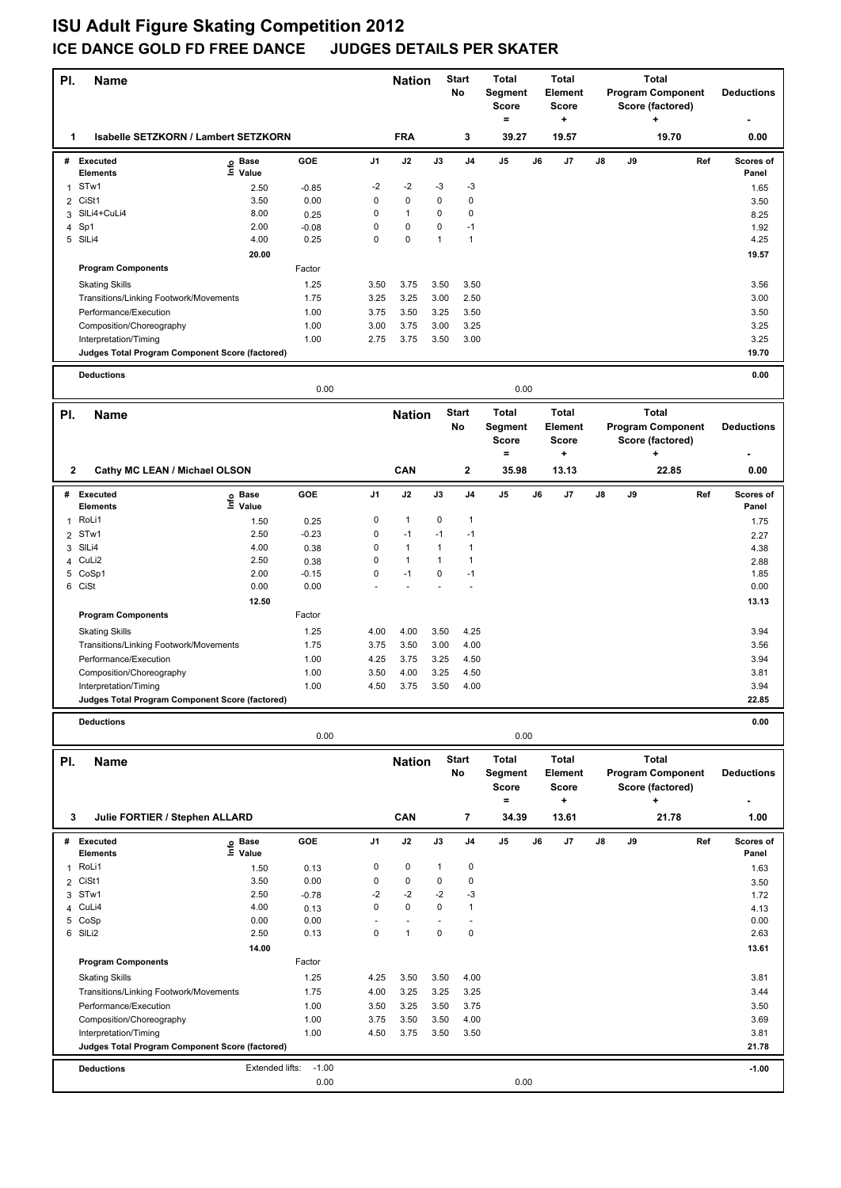# ISU Adult Figure Skating Competition 2012

## ICE DANCE GOLD FD FREE DANCE JUDGES DETAILS PER SKATER

| Pl. | Name | Nation | Start No | Total Segment Score = | Total Element Score + | Total Program Component Score (factored) + | Deductions - |
|---|---|---|---|---|---|---|---|
| 1 | Isabelle SETZKORN / Lambert SETZKORN | FRA | 3 | 39.27 | 19.57 | 19.70 | 0.00 |

| # | Executed Elements | Info | Base Value | GOE | J1 | J2 | J3 | J4 | J5 | J6 | J7 | J8 | J9 | Ref | Scores of Panel |
|---|---|---|---|---|---|---|---|---|---|---|---|---|---|---|---|
| 1 | STw1 | | 2.50 | -0.85 | -2 | -2 | -3 | -3 | | | | | | | 1.65 |
| 2 | CiSt1 | | 3.50 | 0.00 | 0 | 0 | 0 | 0 | | | | | | | 3.50 |
| 3 | SlLi4+CuLi4 | | 8.00 | 0.25 | 0 | 1 | 0 | 0 | | | | | | | 8.25 |
| 4 | Sp1 | | 2.00 | -0.08 | 0 | 0 | 0 | -1 | | | | | | | 1.92 |
| 5 | SlLi4 | | 4.00 | 0.25 | 0 | 0 | 1 | 1 | | | | | | | 4.25 |
| | | | 20.00 | | | | | | | | | | | | 19.57 |
| | **Program Components** | | | Factor | | | | | | | | | | | |
| | Skating Skills | | | 1.25 | 3.50 | 3.75 | 3.50 | 3.50 | | | | | | | 3.56 |
| | Transitions/Linking Footwork/Movements | | | 1.75 | 3.25 | 3.25 | 3.00 | 2.50 | | | | | | | 3.00 |
| | Performance/Execution | | | 1.00 | 3.75 | 3.50 | 3.25 | 3.50 | | | | | | | 3.50 |
| | Composition/Choreography | | | 1.00 | 3.00 | 3.75 | 3.00 | 3.25 | | | | | | | 3.25 |
| | Interpretation/Timing | | | 1.00 | 2.75 | 3.75 | 3.50 | 3.00 | | | | | | | 3.25 |
| | **Judges Total Program Component Score (factored)** | | | | | | | | | | | | | | 19.70 |

| Deductions | | | 0.00 |
|---|---|---|---|
| | 0.00 | 0.00 | |

| Pl. | Name | Nation | Start No | Total Segment Score = | Total Element Score + | Total Program Component Score (factored) + | Deductions - |
|---|---|---|---|---|---|---|---|
| 2 | Cathy MC LEAN / Michael OLSON | CAN | 2 | 35.98 | 13.13 | 22.85 | 0.00 |

| # | Executed Elements | Info | Base Value | GOE | J1 | J2 | J3 | J4 | J5 | J6 | J7 | J8 | J9 | Ref | Scores of Panel |
|---|---|---|---|---|---|---|---|---|---|---|---|---|---|---|---|
| 1 | RoLi1 | | 1.50 | 0.25 | 0 | 1 | 0 | 1 | | | | | | | 1.75 |
| 2 | STw1 | | 2.50 | -0.23 | 0 | -1 | -1 | -1 | | | | | | | 2.27 |
| 3 | SlLi4 | | 4.00 | 0.38 | 0 | 1 | 1 | 1 | | | | | | | 4.38 |
| 4 | CuLi2 | | 2.50 | 0.38 | 0 | 1 | 1 | 1 | | | | | | | 2.88 |
| 5 | CoSp1 | | 2.00 | -0.15 | 0 | -1 | 0 | -1 | | | | | | | 1.85 |
| 6 | CiSt | | 0.00 | 0.00 | - | - | - | - | | | | | | | 0.00 |
| | | | 12.50 | | | | | | | | | | | | 13.13 |
| | **Program Components** | | | Factor | | | | | | | | | | | |
| | Skating Skills | | | 1.25 | 4.00 | 4.00 | 3.50 | 4.25 | | | | | | | 3.94 |
| | Transitions/Linking Footwork/Movements | | | 1.75 | 3.75 | 3.50 | 3.00 | 4.00 | | | | | | | 3.56 |
| | Performance/Execution | | | 1.00 | 4.25 | 3.75 | 3.25 | 4.50 | | | | | | | 3.94 |
| | Composition/Choreography | | | 1.00 | 3.50 | 4.00 | 3.25 | 4.50 | | | | | | | 3.81 |
| | Interpretation/Timing | | | 1.00 | 4.50 | 3.75 | 3.50 | 4.00 | | | | | | | 3.94 |
| | **Judges Total Program Component Score (factored)** | | | | | | | | | | | | | | 22.85 |

| Deductions | | | 0.00 |
|---|---|---|---|
| | 0.00 | 0.00 | |

| Pl. | Name | Nation | Start No | Total Segment Score = | Total Element Score + | Total Program Component Score (factored) + | Deductions - |
|---|---|---|---|---|---|---|---|
| 3 | Julie FORTIER / Stephen ALLARD | CAN | 7 | 34.39 | 13.61 | 21.78 | 1.00 |

| # | Executed Elements | Info | Base Value | GOE | J1 | J2 | J3 | J4 | J5 | J6 | J7 | J8 | J9 | Ref | Scores of Panel |
|---|---|---|---|---|---|---|---|---|---|---|---|---|---|---|---|
| 1 | RoLi1 | | 1.50 | 0.13 | 0 | 0 | 1 | 0 | | | | | | | 1.63 |
| 2 | CiSt1 | | 3.50 | 0.00 | 0 | 0 | 0 | 0 | | | | | | | 3.50 |
| 3 | STw1 | | 2.50 | -0.78 | -2 | -2 | -2 | -3 | | | | | | | 1.72 |
| 4 | CuLi4 | | 4.00 | 0.13 | 0 | 0 | 0 | 1 | | | | | | | 4.13 |
| 5 | CoSp | | 0.00 | 0.00 | - | - | - | - | | | | | | | 0.00 |
| 6 | SlLi2 | | 2.50 | 0.13 | 0 | 1 | 0 | 0 | | | | | | | 2.63 |
| | | | 14.00 | | | | | | | | | | | | 13.61 |
| | **Program Components** | | | Factor | | | | | | | | | | | |
| | Skating Skills | | | 1.25 | 4.25 | 3.50 | 3.50 | 4.00 | | | | | | | 3.81 |
| | Transitions/Linking Footwork/Movements | | | 1.75 | 4.00 | 3.25 | 3.25 | 3.25 | | | | | | | 3.44 |
| | Performance/Execution | | | 1.00 | 3.50 | 3.25 | 3.50 | 3.75 | | | | | | | 3.50 |
| | Composition/Choreography | | | 1.00 | 3.75 | 3.50 | 3.50 | 4.00 | | | | | | | 3.69 |
| | Interpretation/Timing | | | 1.00 | 4.50 | 3.75 | 3.50 | 3.50 | | | | | | | 3.81 |
| | **Judges Total Program Component Score (factored)** | | | | | | | | | | | | | | 21.78 |

| Deductions | Extended lifts: | -1.00 | | -1.00 |
|---|---|---|---|---|
| | | 0.00 | 0.00 | |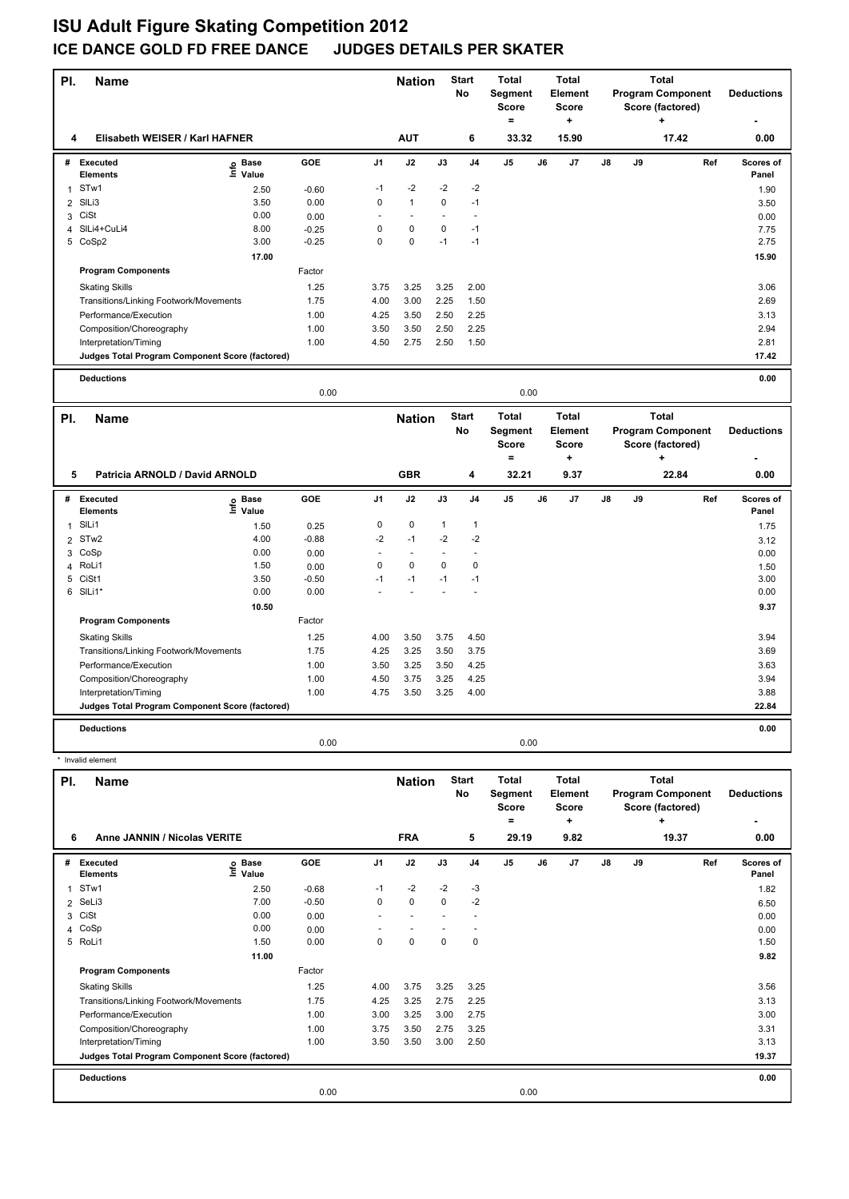# ISU Adult Figure Skating Competition 2012

## ICE DANCE GOLD FD FREE DANCE JUDGES DETAILS PER SKATER

| Pl. | Name | Nation | Start No | Total Segment Score = | Total Element Score + | Total Program Component Score (factored) + | Deductions - |
|---|---|---|---|---|---|---|---|
| 4 | Elisabeth WEISER / Karl HAFNER | AUT | 6 | 33.32 | 15.90 | 17.42 | 0.00 |

| # | Executed Elements | Info | Base Value | GOE | J1 | J2 | J3 | J4 | J5 | J6 | J7 | J8 | J9 | Ref | Scores of Panel |
|---|---|---|---|---|---|---|---|---|---|---|---|---|---|---|---|
| 1 | STw1 | | 2.50 | -0.60 | -1 | -2 | -2 | -2 | | | | | | | 1.90 |
| 2 | SlLi3 | | 3.50 | 0.00 | 0 | 1 | 0 | -1 | | | | | | | 3.50 |
| 3 | CiSt | | 0.00 | 0.00 | - | - | - | - | | | | | | | 0.00 |
| 4 | SlLi4+CuLi4 | | 8.00 | -0.25 | 0 | 0 | 0 | -1 | | | | | | | 7.75 |
| 5 | CoSp2 | | 3.00 | -0.25 | 0 | 0 | -1 | -1 | | | | | | | 2.75 |
| | | | 17.00 | | | | | | | | | | | | 15.90 |

| Program Components | Factor | J1 | J2 | J3 | J4 | J5 | J6 | J7 | J8 | J9 | Scores of Panel |
|---|---|---|---|---|---|---|---|---|---|---|---|
| Skating Skills | 1.25 | 3.75 | 3.25 | 3.25 | 2.00 | | | | | | 3.06 |
| Transitions/Linking Footwork/Movements | 1.75 | 4.00 | 3.00 | 2.25 | 1.50 | | | | | | 2.69 |
| Performance/Execution | 1.00 | 4.25 | 3.50 | 2.50 | 2.25 | | | | | | 3.13 |
| Composition/Choreography | 1.00 | 3.50 | 3.50 | 2.50 | 2.25 | | | | | | 2.94 |
| Interpretation/Timing | 1.00 | 4.50 | 2.75 | 2.50 | 1.50 | | | | | | 2.81 |
| Judges Total Program Component Score (factored) | | | | | | | | | | | 17.42 |

| Deductions | | | |
|---|---|---|---|
| | 0.00 | 0.00 | 0.00 |

| Pl. | Name | Nation | Start No | Total Segment Score = | Total Element Score + | Total Program Component Score (factored) + | Deductions - |
|---|---|---|---|---|---|---|---|
| 5 | Patricia ARNOLD / David ARNOLD | GBR | 4 | 32.21 | 9.37 | 22.84 | 0.00 |

| # | Executed Elements | Info | Base Value | GOE | J1 | J2 | J3 | J4 | J5 | J6 | J7 | J8 | J9 | Ref | Scores of Panel |
|---|---|---|---|---|---|---|---|---|---|---|---|---|---|---|---|
| 1 | SlLi1 | | 1.50 | 0.25 | 0 | 0 | 1 | 1 | | | | | | | 1.75 |
| 2 | STw2 | | 4.00 | -0.88 | -2 | -1 | -2 | -2 | | | | | | | 3.12 |
| 3 | CoSp | | 0.00 | 0.00 | - | - | - | - | | | | | | | 0.00 |
| 4 | RoLi1 | | 1.50 | 0.00 | 0 | 0 | 0 | 0 | | | | | | | 1.50 |
| 5 | CiSt1 | | 3.50 | -0.50 | -1 | -1 | -1 | -1 | | | | | | | 3.00 |
| 6 | SlLi1* | * | 0.00 | 0.00 | - | - | - | - | | | | | | | 0.00 |
| | | | 10.50 | | | | | | | | | | | | 9.37 |

| Program Components | Factor | J1 | J2 | J3 | J4 | J5 | J6 | J7 | J8 | J9 | Scores of Panel |
|---|---|---|---|---|---|---|---|---|---|---|---|
| Skating Skills | 1.25 | 4.00 | 3.50 | 3.75 | 4.50 | | | | | | 3.94 |
| Transitions/Linking Footwork/Movements | 1.75 | 4.25 | 3.25 | 3.50 | 3.75 | | | | | | 3.69 |
| Performance/Execution | 1.00 | 3.50 | 3.25 | 3.50 | 4.25 | | | | | | 3.63 |
| Composition/Choreography | 1.00 | 4.50 | 3.75 | 3.25 | 4.25 | | | | | | 3.94 |
| Interpretation/Timing | 1.00 | 4.75 | 3.50 | 3.25 | 4.00 | | | | | | 3.88 |
| Judges Total Program Component Score (factored) | | | | | | | | | | | 22.84 |

| Deductions | | | |
|---|---|---|---|
| | 0.00 | 0.00 | 0.00 |

* Invalid element

| Pl. | Name | Nation | Start No | Total Segment Score = | Total Element Score + | Total Program Component Score (factored) + | Deductions - |
|---|---|---|---|---|---|---|---|
| 6 | Anne JANNIN / Nicolas VERITE | FRA | 5 | 29.19 | 9.82 | 19.37 | 0.00 |

| # | Executed Elements | Info | Base Value | GOE | J1 | J2 | J3 | J4 | J5 | J6 | J7 | J8 | J9 | Ref | Scores of Panel |
|---|---|---|---|---|---|---|---|---|---|---|---|---|---|---|---|
| 1 | STw1 | | 2.50 | -0.68 | -1 | -2 | -2 | -3 | | | | | | | 1.82 |
| 2 | SeLi3 | | 7.00 | -0.50 | 0 | 0 | 0 | -2 | | | | | | | 6.50 |
| 3 | CiSt | | 0.00 | 0.00 | - | - | - | - | | | | | | | 0.00 |
| 4 | CoSp | | 0.00 | 0.00 | - | - | - | - | | | | | | | 0.00 |
| 5 | RoLi1 | | 1.50 | 0.00 | 0 | 0 | 0 | 0 | | | | | | | 1.50 |
| | | | 11.00 | | | | | | | | | | | | 9.82 |

| Program Components | Factor | J1 | J2 | J3 | J4 | J5 | J6 | J7 | J8 | J9 | Scores of Panel |
|---|---|---|---|---|---|---|---|---|---|---|---|
| Skating Skills | 1.25 | 4.00 | 3.75 | 3.25 | 3.25 | | | | | | 3.56 |
| Transitions/Linking Footwork/Movements | 1.75 | 4.25 | 3.25 | 2.75 | 2.25 | | | | | | 3.13 |
| Performance/Execution | 1.00 | 3.00 | 3.25 | 3.00 | 2.75 | | | | | | 3.00 |
| Composition/Choreography | 1.00 | 3.75 | 3.50 | 2.75 | 3.25 | | | | | | 3.31 |
| Interpretation/Timing | 1.00 | 3.50 | 3.50 | 3.00 | 2.50 | | | | | | 3.13 |
| Judges Total Program Component Score (factored) | | | | | | | | | | | 19.37 |

| Deductions | | | |
|---|---|---|---|
| | 0.00 | 0.00 | 0.00 |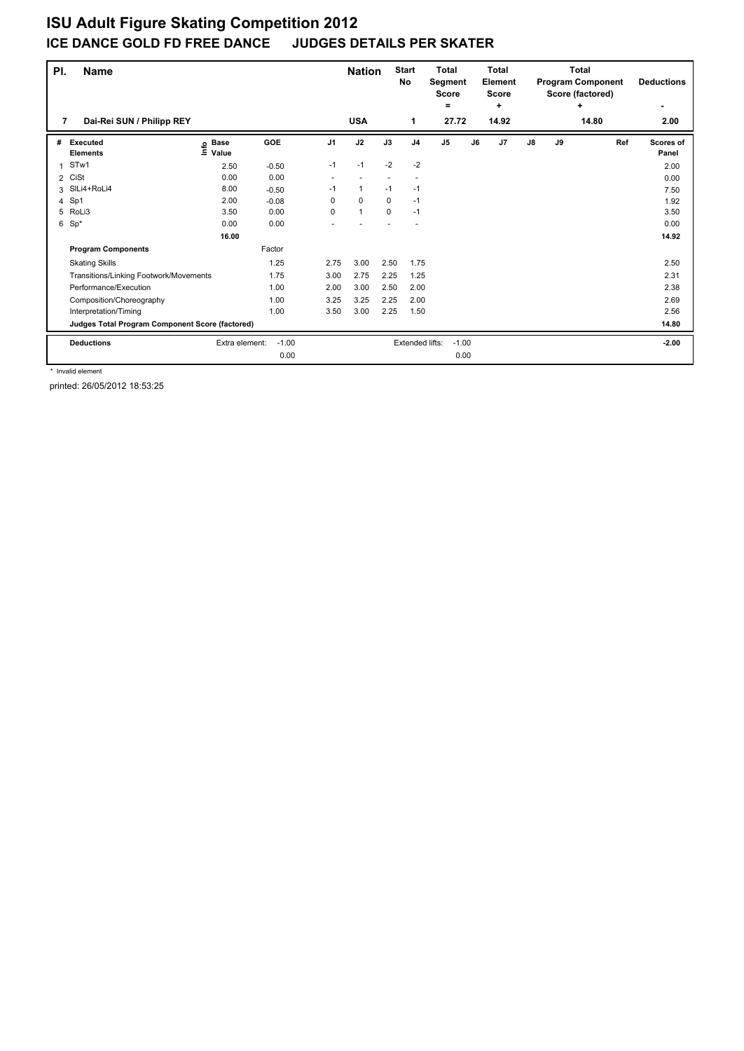# ISU Adult Figure Skating Competition 2012

## ICE DANCE GOLD FD FREE DANCE JUDGES DETAILS PER SKATER

| Pl. | Name | Nation | Start No | Total Segment Score = | Total Element Score + | Total Program Component Score (factored) + | Deductions - |
|---|---|---|---|---|---|---|---|
| 7 | Dai-Rei SUN / Philipp REY | USA | 1 | 27.72 | 14.92 | 14.80 | 2.00 |

| # | Executed Elements | Info | Base Value | GOE | J1 | J2 | J3 | J4 | J5 | J6 | J7 | J8 | J9 | Ref | Scores of Panel |
|---|---|---|---|---|---|---|---|---|---|---|---|---|---|---|---|
| 1 | STw1 | | 2.50 | -0.50 | -1 | -1 | -2 | -2 | | | | | | | 2.00 |
| 2 | CiSt | | 0.00 | 0.00 | - | - | - | - | | | | | | | 0.00 |
| 3 | SlLi4+RoLi4 | | 8.00 | -0.50 | -1 | 1 | -1 | -1 | | | | | | | 7.50 |
| 4 | Sp1 | | 2.00 | -0.08 | 0 | 0 | 0 | -1 | | | | | | | 1.92 |
| 5 | RoLi3 | | 3.50 | 0.00 | 0 | 1 | 0 | -1 | | | | | | | 3.50 |
| 6 | Sp* | | 0.00 | 0.00 | - | - | - | - | | | | | | | 0.00 |
| | | | 16.00 | | | | | | | | | | | | 14.92 |
| | **Program Components** | | | Factor | | | | | | | | | | | |
| | Skating Skills | | | 1.25 | 2.75 | 3.00 | 2.50 | 1.75 | | | | | | | 2.50 |
| | Transitions/Linking Footwork/Movements | | | 1.75 | 3.00 | 2.75 | 2.25 | 1.25 | | | | | | | 2.31 |
| | Performance/Execution | | | 1.00 | 2.00 | 3.00 | 2.50 | 2.00 | | | | | | | 2.38 |
| | Composition/Choreography | | | 1.00 | 3.25 | 3.25 | 2.25 | 2.00 | | | | | | | 2.69 |
| | Interpretation/Timing | | | 1.00 | 3.50 | 3.00 | 2.25 | 1.50 | | | | | | | 2.56 |
| | **Judges Total Program Component Score (factored)** | | | | | | | | | | | | | | 14.80 |

| Deductions | | | | | |
|---|---|---|---|---|---|
| **Deductions** | Extra element: | -1.00 | Extended lifts: | -1.00 | -2.00 |
| | | 0.00 | | 0.00 | |

\* Invalid element

printed: 26/05/2012 18:53:25